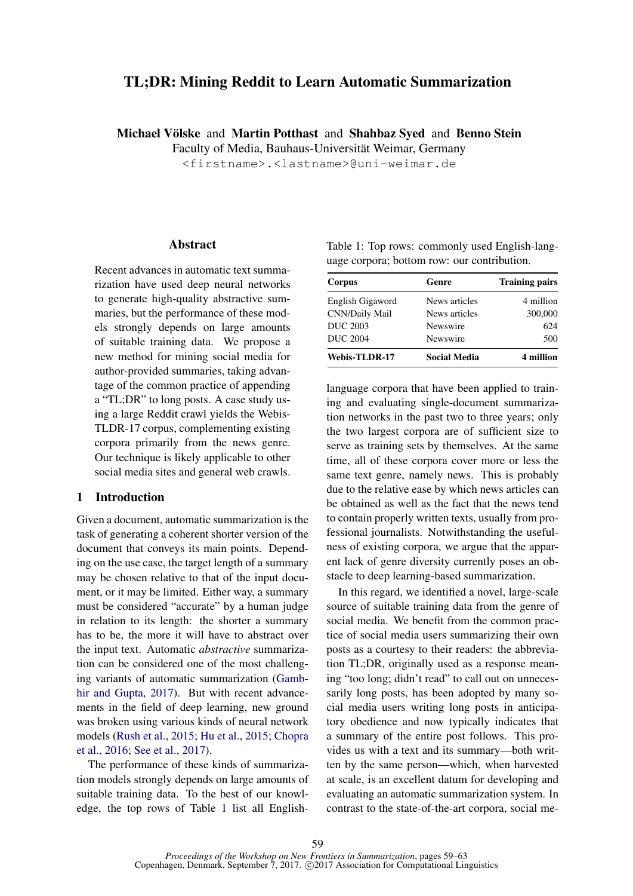# TL;DR: Mining Reddit to Learn Automatic Summarization

**Michael Völske** and **Martin Potthast** and **Shahbaz Syed** and **Benno Stein**
Faculty of Media, Bauhaus-Universität Weimar, Germany
<firstname>.<lastname>@uni-weimar.de

## Abstract

Recent advances in automatic text summarization have used deep neural networks to generate high-quality abstractive summaries, but the performance of these models strongly depends on large amounts of suitable training data. We propose a new method for mining social media for author-provided summaries, taking advantage of the common practice of appending a "TL;DR" to long posts. A case study using a large Reddit crawl yields the Webis-TLDR-17 corpus, complementing existing corpora primarily from the news genre. Our technique is likely applicable to other social media sites and general web crawls.

## 1 Introduction

Given a document, automatic summarization is the task of generating a coherent shorter version of the document that conveys its main points. Depending on the use case, the target length of a summary may be chosen relative to that of the input document, or it may be limited. Either way, a summary must be considered "accurate" by a human judge in relation to its length: the shorter a summary has to be, the more it will have to abstract over the input text. Automatic *abstractive* summarization can be considered one of the most challenging variants of automatic summarization (Gambhir and Gupta, 2017). But with recent advancements in the field of deep learning, new ground was broken using various kinds of neural network models (Rush et al., 2015; Hu et al., 2015; Chopra et al., 2016; See et al., 2017).

The performance of these kinds of summarization models strongly depends on large amounts of suitable training data. To the best of our knowledge, the top rows of Table 1 list all English-language corpora that have been applied to training and evaluating single-document summarization networks in the past two to three years; only the two largest corpora are of sufficient size to serve as training sets by themselves. At the same time, all of these corpora cover more or less the same text genre, namely news. This is probably due to the relative ease by which news articles can be obtained as well as the fact that the news tend to contain properly written texts, usually from professional journalists. Notwithstanding the usefulness of existing corpora, we argue that the apparent lack of genre diversity currently poses an obstacle to deep learning-based summarization.

Table 1: Top rows: commonly used English-language corpora; bottom row: our contribution.

| Corpus | Genre | Training pairs |
|---|---|---|
| English Gigaword | News articles | 4 million |
| CNN/Daily Mail | News articles | 300,000 |
| DUC 2003 | Newswire | 624 |
| DUC 2004 | Newswire | 500 |
| **Webis-TLDR-17** | **Social Media** | **4 million** |

In this regard, we identified a novel, large-scale source of suitable training data from the genre of social media. We benefit from the common practice of social media users summarizing their own posts as a courtesy to their readers: the abbreviation TL;DR, originally used as a response meaning "too long; didn't read" to call out on unnecessarily long posts, has been adopted by many social media users writing long posts in anticipatory obedience and now typically indicates that a summary of the entire post follows. This provides us with a text and its summary—both written by the same person—which, when harvested at scale, is an excellent datum for developing and evaluating an automatic summarization system. In contrast to the state-of-the-art corpora, social me-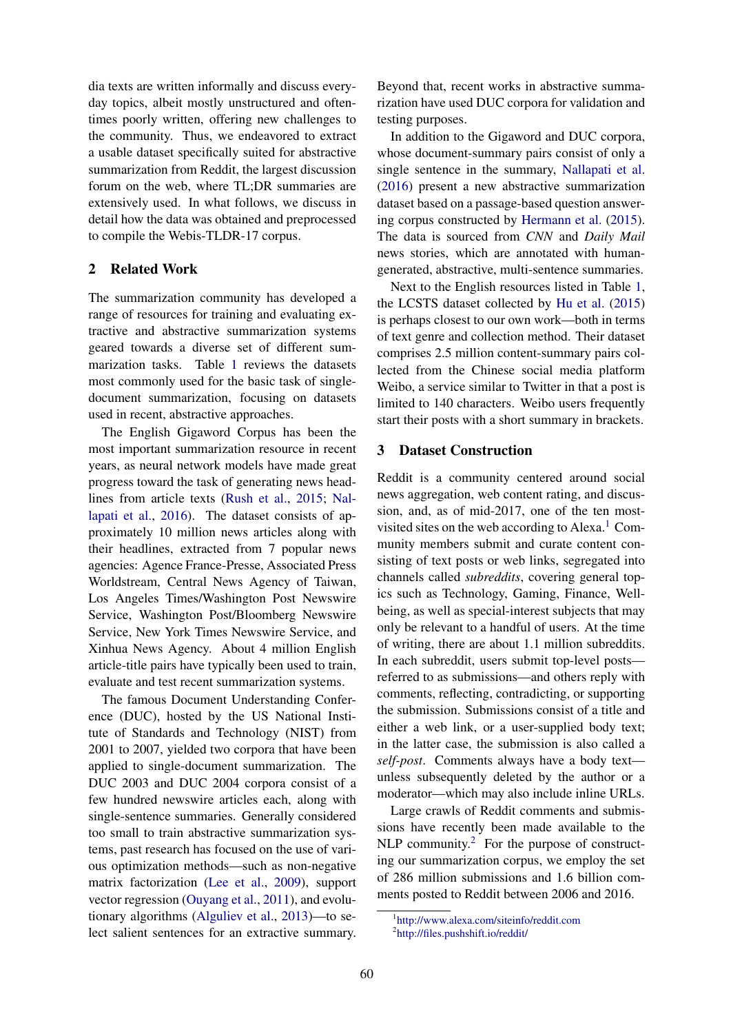dia texts are written informally and discuss everyday topics, albeit mostly unstructured and oftentimes poorly written, offering new challenges to the community. Thus, we endeavored to extract a usable dataset specifically suited for abstractive summarization from Reddit, the largest discussion forum on the web, where TL;DR summaries are extensively used. In what follows, we discuss in detail how the data was obtained and preprocessed to compile the Webis-TLDR-17 corpus.

## 2 Related Work

The summarization community has developed a range of resources for training and evaluating extractive and abstractive summarization systems geared towards a diverse set of different summarization tasks. Table 1 reviews the datasets most commonly used for the basic task of single-document summarization, focusing on datasets used in recent, abstractive approaches.

The English Gigaword Corpus has been the most important summarization resource in recent years, as neural network models have made great progress toward the task of generating news headlines from article texts (Rush et al., 2015; Nallapati et al., 2016). The dataset consists of approximately 10 million news articles along with their headlines, extracted from 7 popular news agencies: Agence France-Presse, Associated Press Worldstream, Central News Agency of Taiwan, Los Angeles Times/Washington Post Newswire Service, Washington Post/Bloomberg Newswire Service, New York Times Newswire Service, and Xinhua News Agency. About 4 million English article-title pairs have typically been used to train, evaluate and test recent summarization systems.

The famous Document Understanding Conference (DUC), hosted by the US National Institute of Standards and Technology (NIST) from 2001 to 2007, yielded two corpora that have been applied to single-document summarization. The DUC 2003 and DUC 2004 corpora consist of a few hundred newswire articles each, along with single-sentence summaries. Generally considered too small to train abstractive summarization systems, past research has focused on the use of various optimization methods—such as non-negative matrix factorization (Lee et al., 2009), support vector regression (Ouyang et al., 2011), and evolutionary algorithms (Alguliev et al., 2013)—to select salient sentences for an extractive summary. Beyond that, recent works in abstractive summarization have used DUC corpora for validation and testing purposes.

In addition to the Gigaword and DUC corpora, whose document-summary pairs consist of only a single sentence in the summary, Nallapati et al. (2016) present a new abstractive summarization dataset based on a passage-based question answering corpus constructed by Hermann et al. (2015). The data is sourced from *CNN* and *Daily Mail* news stories, which are annotated with human-generated, abstractive, multi-sentence summaries.

Next to the English resources listed in Table 1, the LCSTS dataset collected by Hu et al. (2015) is perhaps closest to our own work—both in terms of text genre and collection method. Their dataset comprises 2.5 million content-summary pairs collected from the Chinese social media platform Weibo, a service similar to Twitter in that a post is limited to 140 characters. Weibo users frequently start their posts with a short summary in brackets.

## 3 Dataset Construction

Reddit is a community centered around social news aggregation, web content rating, and discussion, and, as of mid-2017, one of the ten most-visited sites on the web according to Alexa.[1] Community members submit and curate content consisting of text posts or web links, segregated into channels called *subreddits*, covering general topics such as Technology, Gaming, Finance, Wellbeing, as well as special-interest subjects that may only be relevant to a handful of users. At the time of writing, there are about 1.1 million subreddits. In each subreddit, users submit top-level posts—referred to as submissions—and others reply with comments, reflecting, contradicting, or supporting the submission. Submissions consist of a title and either a web link, or a user-supplied body text; in the latter case, the submission is also called a *self-post*. Comments always have a body text—unless subsequently deleted by the author or a moderator—which may also include inline URLs.

Large crawls of Reddit comments and submissions have recently been made available to the NLP community.[2] For the purpose of constructing our summarization corpus, we employ the set of 286 million submissions and 1.6 billion comments posted to Reddit between 2006 and 2016.

[1] http://www.alexa.com/siteinfo/reddit.com

[2] http://files.pushshift.io/reddit/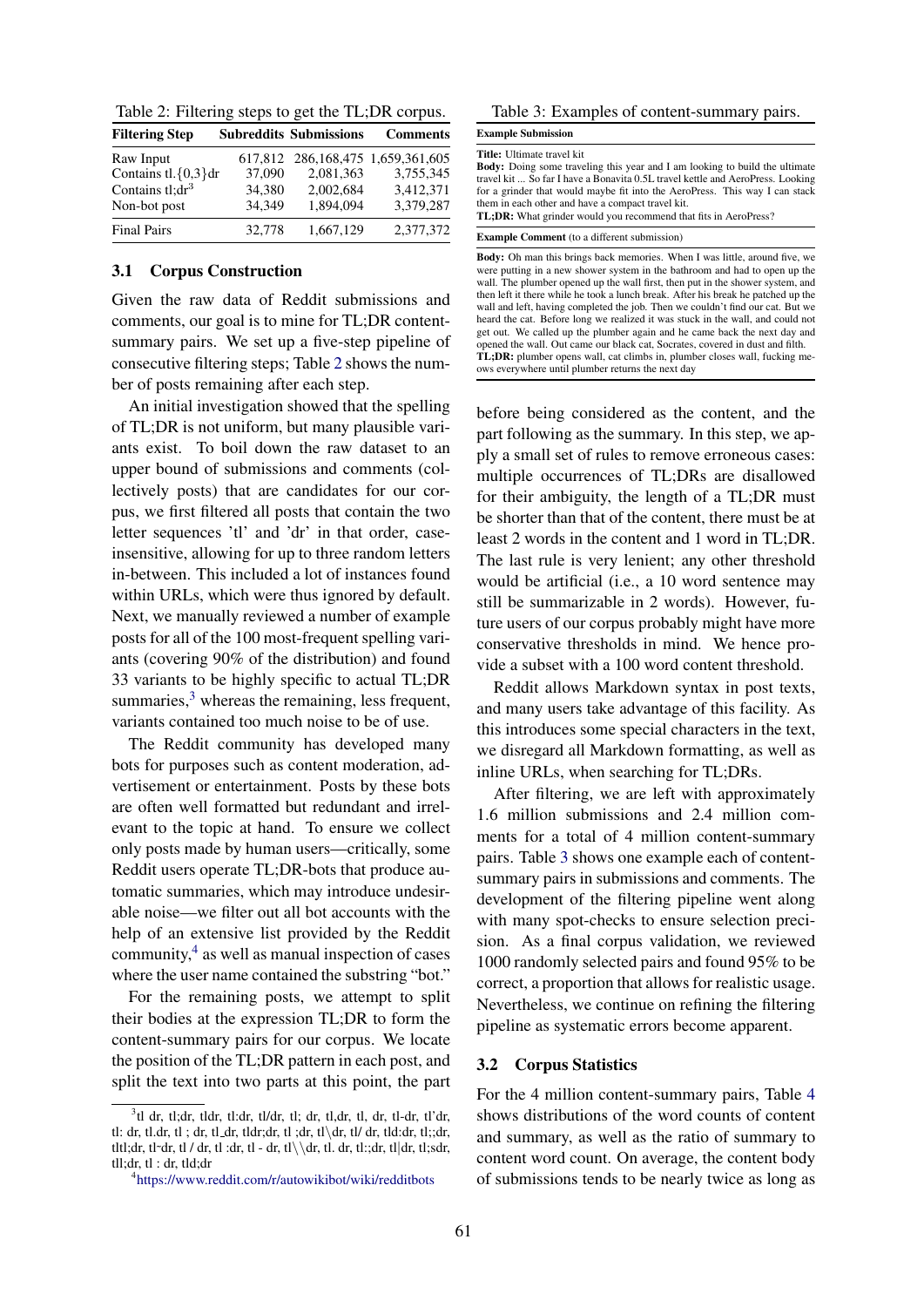Table 2: Filtering steps to get the TL;DR corpus.

| Filtering Step | Subreddits | Submissions | Comments |
|---|---|---|---|
| Raw Input | 617,812 | 286,168,475 | 1,659,361,605 |
| Contains tl.{0,3}dr | 37,090 | 2,081,363 | 3,755,345 |
| Contains tl;dr[3] | 34,380 | 2,002,684 | 3,412,371 |
| Non-bot post | 34,349 | 1,894,094 | 3,379,287 |
| Final Pairs | 32,778 | 1,667,129 | 2,377,372 |

Table 3: Examples of content-summary pairs.

| **Example Submission** |
|---|
| **Title:** Ultimate travel kit<br>**Body:** Doing some traveling this year and I am looking to build the ultimate travel kit ... So far I have a Bonavita 0.5L travel kettle and AeroPress. Looking for a grinder that would maybe fit into the AeroPress. This way I can stack them in each other and have a compact travel kit.<br>**TL;DR:** What grinder would you recommend that fits in AeroPress? |
| **Example Comment** (to a different submission) |
| **Body:** Oh man this brings back memories. When I was little, around five, we were putting in a new shower system in the bathroom and had to open up the wall. The plumber opened up the wall first, then put in the shower system, and then left it there while he took a lunch break. After his break he patched up the wall and left, having completed the job. Then we couldn't find our cat. But we heard the cat. Before long we realized it was stuck in the wall, and could not get out. We called up the plumber again and he came back the next day and opened the wall. Out came our black cat, Socrates, covered in dust and filth.<br>**TL;DR:** plumber opens wall, cat climbs in, plumber closes wall, fucking meows everywhere until plumber returns the next day |

### 3.1 Corpus Construction

Given the raw data of Reddit submissions and comments, our goal is to mine for TL;DR content-summary pairs. We set up a five-step pipeline of consecutive filtering steps; Table 2 shows the number of posts remaining after each step.

An initial investigation showed that the spelling of TL;DR is not uniform, but many plausible variants exist. To boil down the raw dataset to an upper bound of submissions and comments (collectively posts) that are candidates for our corpus, we first filtered all posts that contain the two letter sequences 'tl' and 'dr' in that order, case-insensitive, allowing for up to three random letters in-between. This included a lot of instances found within URLs, which were thus ignored by default. Next, we manually reviewed a number of example posts for all of the 100 most-frequent spelling variants (covering 90% of the distribution) and found 33 variants to be highly specific to actual TL;DR summaries,[3] whereas the remaining, less frequent, variants contained too much noise to be of use.

The Reddit community has developed many bots for purposes such as content moderation, advertisement or entertainment. Posts by these bots are often well formatted but redundant and irrelevant to the topic at hand. To ensure we collect only posts made by human users—critically, some Reddit users operate TL;DR-bots that produce automatic summaries, which may introduce undesirable noise—we filter out all bot accounts with the help of an extensive list provided by the Reddit community,[4] as well as manual inspection of cases where the user name contained the substring "bot."

For the remaining posts, we attempt to split their bodies at the expression TL;DR to form the content-summary pairs for our corpus. We locate the position of the TL;DR pattern in each post, and split the text into two parts at this point, the part before being considered as the content, and the part following as the summary. In this step, we apply a small set of rules to remove erroneous cases: multiple occurrences of TL;DRs are disallowed for their ambiguity, the length of a TL;DR must be shorter than that of the content, there must be at least 2 words in the content and 1 word in TL;DR. The last rule is very lenient; any other threshold would be artificial (i.e., a 10 word sentence may still be summarizable in 2 words). However, future users of our corpus probably might have more conservative thresholds in mind. We hence provide a subset with a 100 word content threshold.

Reddit allows Markdown syntax in post texts, and many users take advantage of this facility. As this introduces some special characters in the text, we disregard all Markdown formatting, as well as inline URLs, when searching for TL;DRs.

After filtering, we are left with approximately 1.6 million submissions and 2.4 million comments for a total of 4 million content-summary pairs. Table 3 shows one example each of content-summary pairs in submissions and comments. The development of the filtering pipeline went along with many spot-checks to ensure selection precision. As a final corpus validation, we reviewed 1000 randomly selected pairs and found 95% to be correct, a proportion that allows for realistic usage. Nevertheless, we continue on refining the filtering pipeline as systematic errors become apparent.

### 3.2 Corpus Statistics

For the 4 million content-summary pairs, Table 4 shows distributions of the word counts of content and summary, as well as the ratio of summary to content word count. On average, the content body of submissions tends to be nearly twice as long as

---

[3] tl dr, tl;dr, tldr, tl:dr, tl/dr, tl; dr, tl,dr, tl, dr, tl-dr, tl'dr, tl: dr, tl.dr, tl ; dr, tl_dr, tldr;dr, tl ;dr, tl\dr, tl/ dr, tld:dr, tl;;dr, tltl;dr, tl˜dr, tl / dr, tl :dr, tl - dr, tl\\dr, tl. dr, tl:;dr, tl|dr, tl;sdr, tll;dr, tl : dr, tld;dr

[4] https://www.reddit.com/r/autowikibot/wiki/redditbots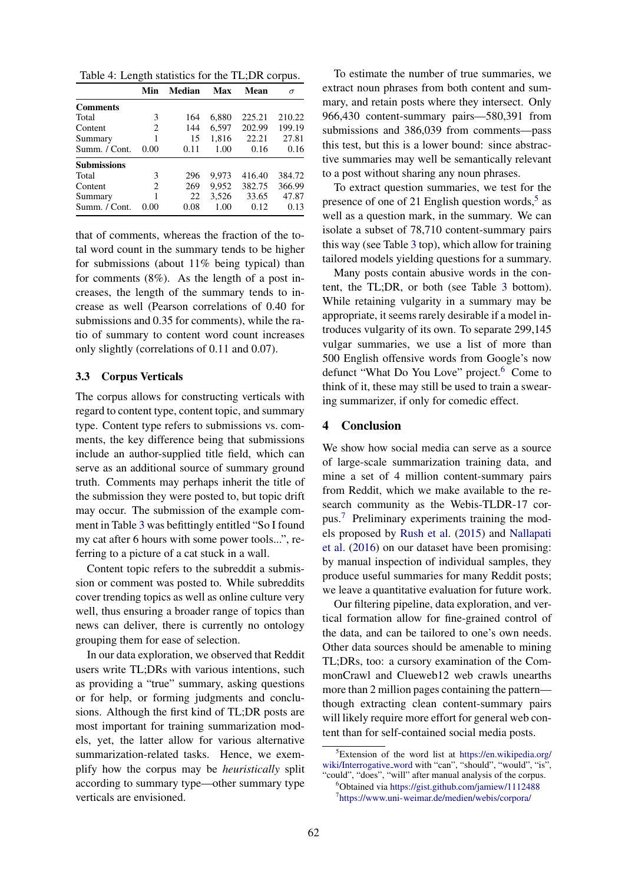Table 4: Length statistics for the TL;DR corpus.

| | Min | Median | Max | Mean | $\sigma$ |
|---|---|---|---|---|---|
| **Comments** | | | | | |
| Total | 3 | 164 | 6,880 | 225.21 | 210.22 |
| Content | 2 | 144 | 6,597 | 202.99 | 199.19 |
| Summary | 1 | 15 | 1,816 | 22.21 | 27.81 |
| Summ. / Cont. | 0.00 | 0.11 | 1.00 | 0.16 | 0.16 |
| **Submissions** | | | | | |
| Total | 3 | 296 | 9,973 | 416.40 | 384.72 |
| Content | 2 | 269 | 9,952 | 382.75 | 366.99 |
| Summary | 1 | 22 | 3,526 | 33.65 | 47.87 |
| Summ. / Cont. | 0.00 | 0.08 | 1.00 | 0.12 | 0.13 |

that of comments, whereas the fraction of the total word count in the summary tends to be higher for submissions (about 11% being typical) than for comments (8%). As the length of a post increases, the length of the summary tends to increase as well (Pearson correlations of 0.40 for submissions and 0.35 for comments), while the ratio of summary to content word count increases only slightly (correlations of 0.11 and 0.07).

### 3.3 Corpus Verticals

The corpus allows for constructing verticals with regard to content type, content topic, and summary type. Content type refers to submissions vs. comments, the key difference being that submissions include an author-supplied title field, which can serve as an additional source of summary ground truth. Comments may perhaps inherit the title of the submission they were posted to, but topic drift may occur. The submission of the example comment in Table 3 was befittingly entitled "So I found my cat after 6 hours with some power tools...", referring to a picture of a cat stuck in a wall.

Content topic refers to the subreddit a submission or comment was posted to. While subreddits cover trending topics as well as online culture very well, thus ensuring a broader range of topics than news can deliver, there is currently no ontology grouping them for ease of selection.

In our data exploration, we observed that Reddit users write TL;DRs with various intentions, such as providing a "true" summary, asking questions or for help, or forming judgments and conclusions. Although the first kind of TL;DR posts are most important for training summarization models, yet, the latter allow for various alternative summarization-related tasks. Hence, we exemplify how the corpus may be *heuristically* split according to summary type—other summary type verticals are envisioned.

To estimate the number of true summaries, we extract noun phrases from both content and summary, and retain posts where they intersect. Only 966,430 content-summary pairs—580,391 from submissions and 386,039 from comments—pass this test, but this is a lower bound: since abstractive summaries may well be semantically relevant to a post without sharing any noun phrases.

To extract question summaries, we test for the presence of one of 21 English question words,[5] as well as a question mark, in the summary. We can isolate a subset of 78,710 content-summary pairs this way (see Table 3 top), which allow for training tailored models yielding questions for a summary.

Many posts contain abusive words in the content, the TL;DR, or both (see Table 3 bottom). While retaining vulgarity in a summary may be appropriate, it seems rarely desirable if a model introduces vulgarity of its own. To separate 299,145 vulgar summaries, we use a list of more than 500 English offensive words from Google's now defunct "What Do You Love" project.[6] Come to think of it, these may still be used to train a swearing summarizer, if only for comedic effect.

## 4 Conclusion

We show how social media can serve as a source of large-scale summarization training data, and mine a set of 4 million content-summary pairs from Reddit, which we make available to the research community as the Webis-TLDR-17 corpus.[7] Preliminary experiments training the models proposed by Rush et al. (2015) and Nallapati et al. (2016) on our dataset have been promising: by manual inspection of individual samples, they produce useful summaries for many Reddit posts; we leave a quantitative evaluation for future work.

Our filtering pipeline, data exploration, and vertical formation allow for fine-grained control of the data, and can be tailored to one's own needs. Other data sources should be amenable to mining TL;DRs, too: a cursory examination of the CommonCrawl and Clueweb12 web crawls unearths more than 2 million pages containing the pattern—though extracting clean content-summary pairs will likely require more effort for general web content than for self-contained social media posts.

[5] Extension of the word list at https://en.wikipedia.org/wiki/Interrogative_word with "can", "should", "would", "is", "could", "does", "will" after manual analysis of the corpus.

[6] Obtained via https://gist.github.com/jamiew/1112488

[7] https://www.uni-weimar.de/medien/webis/corpora/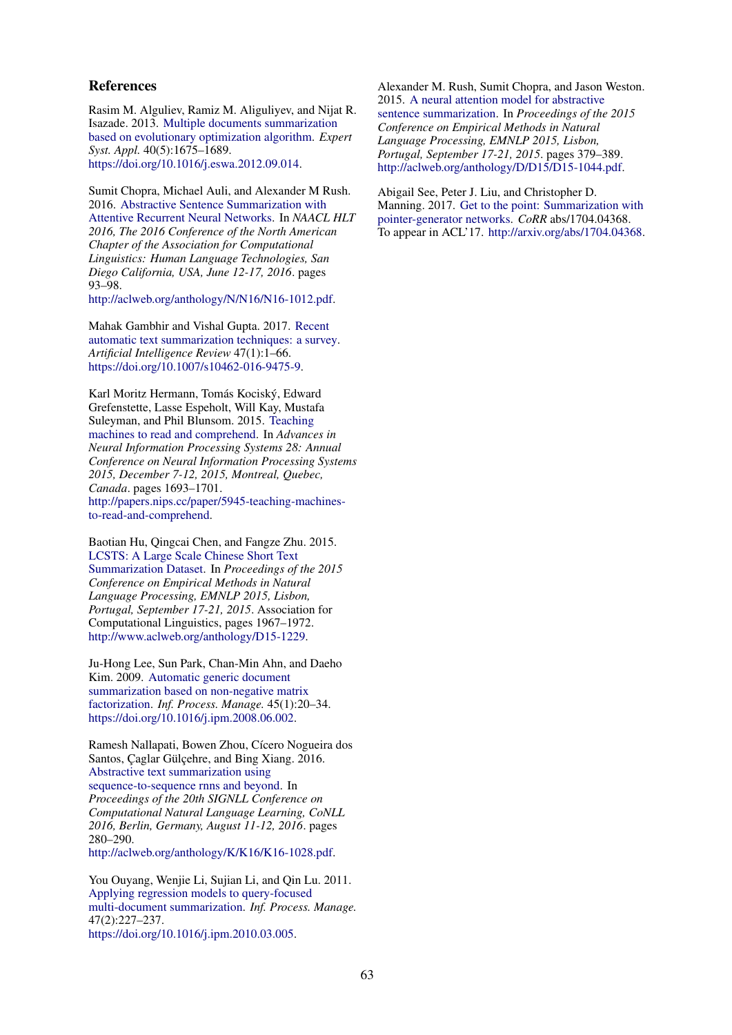## References

Rasim M. Alguliev, Ramiz M. Aliguliyev, and Nijat R. Isazade. 2013. Multiple documents summarization based on evolutionary optimization algorithm. *Expert Syst. Appl.* 40(5):1675–1689. https://doi.org/10.1016/j.eswa.2012.09.014.

Sumit Chopra, Michael Auli, and Alexander M Rush. 2016. Abstractive Sentence Summarization with Attentive Recurrent Neural Networks. In *NAACL HLT 2016, The 2016 Conference of the North American Chapter of the Association for Computational Linguistics: Human Language Technologies, San Diego California, USA, June 12-17, 2016*. pages 93–98. http://aclweb.org/anthology/N/N16/N16-1012.pdf.

Mahak Gambhir and Vishal Gupta. 2017. Recent automatic text summarization techniques: a survey. *Artificial Intelligence Review* 47(1):1–66. https://doi.org/10.1007/s10462-016-9475-9.

Karl Moritz Hermann, Tomás Kociský, Edward Grefenstette, Lasse Espeholt, Will Kay, Mustafa Suleyman, and Phil Blunsom. 2015. Teaching machines to read and comprehend. In *Advances in Neural Information Processing Systems 28: Annual Conference on Neural Information Processing Systems 2015, December 7-12, 2015, Montreal, Quebec, Canada*. pages 1693–1701. http://papers.nips.cc/paper/5945-teaching-machines-to-read-and-comprehend.

Baotian Hu, Qingcai Chen, and Fangze Zhu. 2015. LCSTS: A Large Scale Chinese Short Text Summarization Dataset. In *Proceedings of the 2015 Conference on Empirical Methods in Natural Language Processing, EMNLP 2015, Lisbon, Portugal, September 17-21, 2015*. Association for Computational Linguistics, pages 1967–1972. http://www.aclweb.org/anthology/D15-1229.

Ju-Hong Lee, Sun Park, Chan-Min Ahn, and Daeho Kim. 2009. Automatic generic document summarization based on non-negative matrix factorization. *Inf. Process. Manage.* 45(1):20–34. https://doi.org/10.1016/j.ipm.2008.06.002.

Ramesh Nallapati, Bowen Zhou, Cícero Nogueira dos Santos, Çaglar Gülçehre, and Bing Xiang. 2016. Abstractive text summarization using sequence-to-sequence rnns and beyond. In *Proceedings of the 20th SIGNLL Conference on Computational Natural Language Learning, CoNLL 2016, Berlin, Germany, August 11-12, 2016*. pages 280–290. http://aclweb.org/anthology/K/K16/K16-1028.pdf.

You Ouyang, Wenjie Li, Sujian Li, and Qin Lu. 2011. Applying regression models to query-focused multi-document summarization. *Inf. Process. Manage.* 47(2):227–237. https://doi.org/10.1016/j.ipm.2010.03.005.

Alexander M. Rush, Sumit Chopra, and Jason Weston. 2015. A neural attention model for abstractive sentence summarization. In *Proceedings of the 2015 Conference on Empirical Methods in Natural Language Processing, EMNLP 2015, Lisbon, Portugal, September 17-21, 2015*. pages 379–389. http://aclweb.org/anthology/D/D15/D15-1044.pdf.

Abigail See, Peter J. Liu, and Christopher D. Manning. 2017. Get to the point: Summarization with pointer-generator networks. *CoRR* abs/1704.04368. To appear in ACL'17. http://arxiv.org/abs/1704.04368.